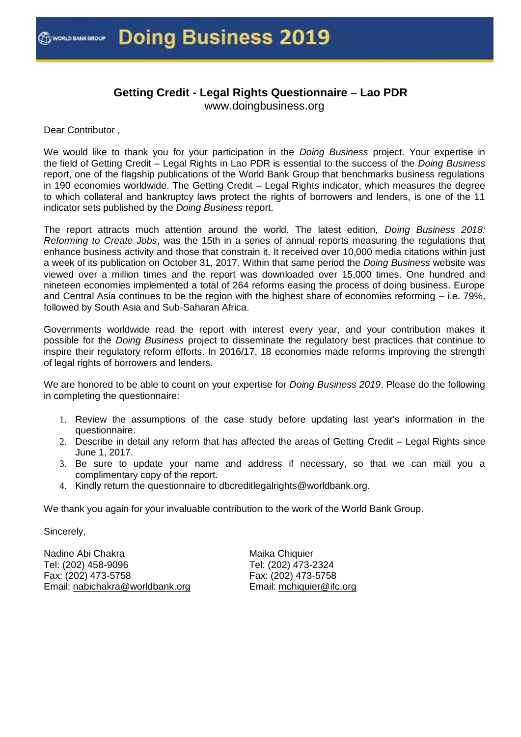# Doing Business 2019

## Getting Credit - Legal Rights Questionnaire – Lao PDR

www.doingbusiness.org

Dear Contributor ,

We would like to thank you for your participation in the *Doing Business* project. Your expertise in the field of Getting Credit – Legal Rights in Lao PDR is essential to the success of the *Doing Business* report, one of the flagship publications of the World Bank Group that benchmarks business regulations in 190 economies worldwide. The Getting Credit – Legal Rights indicator, which measures the degree to which collateral and bankruptcy laws protect the rights of borrowers and lenders, is one of the 11 indicator sets published by the *Doing Business* report.

The report attracts much attention around the world. The latest edition, *Doing Business 2018: Reforming to Create Jobs*, was the 15th in a series of annual reports measuring the regulations that enhance business activity and those that constrain it. It received over 10,000 media citations within just a week of its publication on October 31, 2017. Within that same period the *Doing Business* website was viewed over a million times and the report was downloaded over 15,000 times. One hundred and nineteen economies implemented a total of 264 reforms easing the process of doing business. Europe and Central Asia continues to be the region with the highest share of economies reforming – i.e. 79%, followed by South Asia and Sub-Saharan Africa.

Governments worldwide read the report with interest every year, and your contribution makes it possible for the *Doing Business* project to disseminate the regulatory best practices that continue to inspire their regulatory reform efforts. In 2016/17, 18 economies made reforms improving the strength of legal rights of borrowers and lenders.

We are honored to be able to count on your expertise for *Doing Business 2019*. Please do the following in completing the questionnaire:

1. Review the assumptions of the case study before updating last year's information in the questionnaire.
2. Describe in detail any reform that has affected the areas of Getting Credit – Legal Rights since June 1, 2017.
3. Be sure to update your name and address if necessary, so that we can mail you a complimentary copy of the report.
4. Kindly return the questionnaire to dbcreditlegalrights@worldbank.org.

We thank you again for your invaluable contribution to the work of the World Bank Group.

Sincerely,

Nadine Abi Chakra
Tel: (202) 458-9096
Fax: (202) 473-5758
Email: nabichakra@worldbank.org

Maika Chiquier
Tel: (202) 473-2324
Fax: (202) 473-5758
Email: mchiquier@ifc.org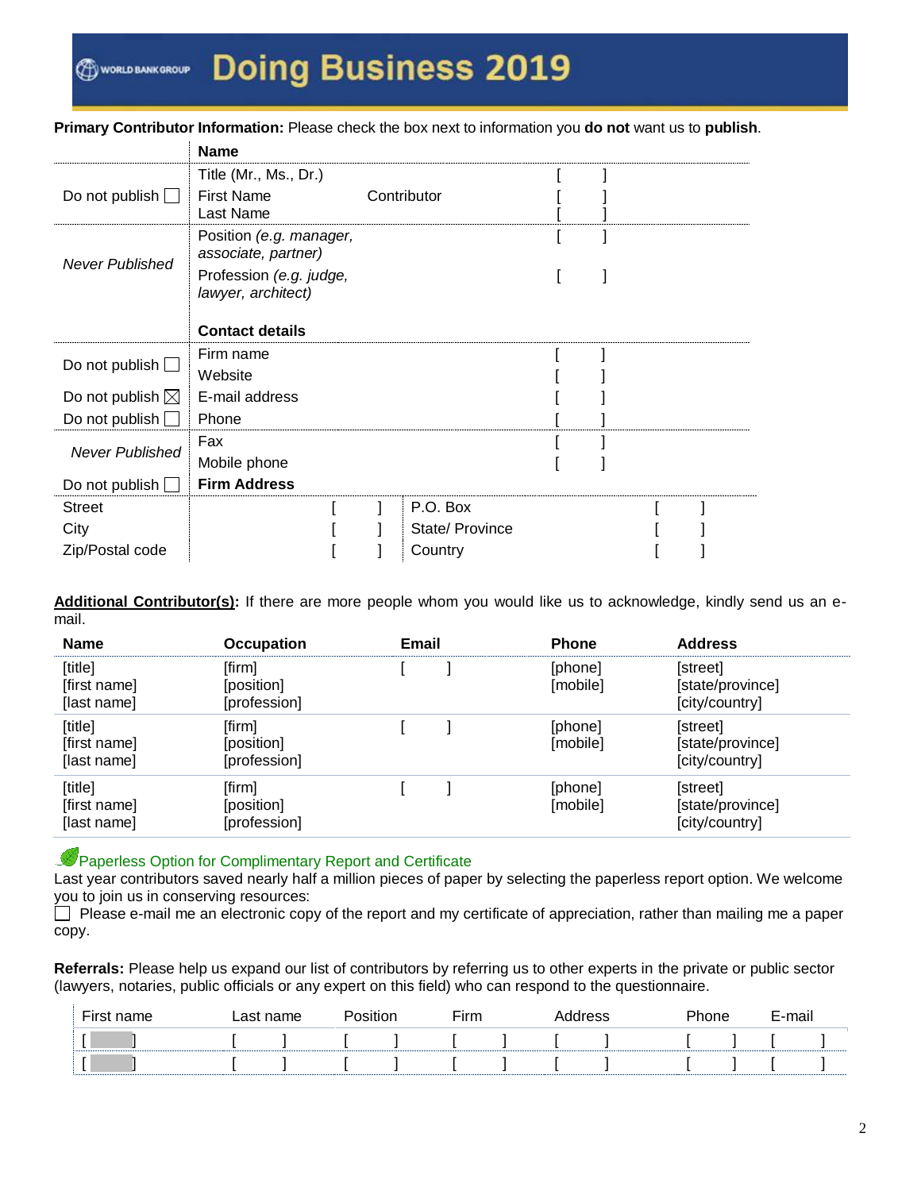# Doing Business 2019

**Primary Contributor Information:** Please check the box next to information you **do not** want us to **publish**.

| | **Name** | | |
|---|---|---|---|
| Do not publish ☐ | Title (Mr., Ms., Dr.) | | [ ] |
| | First Name | Contributor | [ ] |
| | Last Name | | [ ] |
| *Never Published* | Position *(e.g. manager, associate, partner)* | | [ ] |
| | Profession *(e.g. judge, lawyer, architect)* | | [ ] |
| | **Contact details** | | |
| Do not publish ☐ | Firm name | | [ ] |
| | Website | | [ ] |
| Do not publish ☒ | E-mail address | | [ ] |
| Do not publish ☐ | Phone | | [ ] |
| *Never Published* | Fax | | [ ] |
| | Mobile phone | | [ ] |
| Do not publish ☐ | **Firm Address** | | |

| | | | |
|---|---|---|---|
| Street | [ ] | P.O. Box | [ ] |
| City | [ ] | State/ Province | [ ] |
| Zip/Postal code | [ ] | Country | [ ] |

**Additional Contributor(s):** If there are more people whom you would like us to acknowledge, kindly send us an e-mail.

| **Name** | **Occupation** | **Email** | **Phone** | **Address** |
|---|---|---|---|---|
| [title]<br>[first name]<br>[last name] | [firm]<br>[position]<br>[profession] | [ ] | [phone]<br>[mobile] | [street]<br>[state/province]<br>[city/country] |
| [title]<br>[first name]<br>[last name] | [firm]<br>[position]<br>[profession] | [ ] | [phone]<br>[mobile] | [street]<br>[state/province]<br>[city/country] |
| [title]<br>[first name]<br>[last name] | [firm]<br>[position]<br>[profession] | [ ] | [phone]<br>[mobile] | [street]<br>[state/province]<br>[city/country] |

Paperless Option for Complimentary Report and Certificate

Last year contributors saved nearly half a million pieces of paper by selecting the paperless report option. We welcome you to join us in conserving resources:

☐ Please e-mail me an electronic copy of the report and my certificate of appreciation, rather than mailing me a paper copy.

**Referrals:** Please help us expand our list of contributors by referring us to other experts in the private or public sector (lawyers, notaries, public officials or any expert on this field) who can respond to the questionnaire.

| First name | Last name | Position | Firm | Address | Phone | E-mail |
|---|---|---|---|---|---|---|
| [ ] | [ ] | [ ] | [ ] | [ ] | [ ] | [ ] |
| [ ] | [ ] | [ ] | [ ] | [ ] | [ ] | [ ] |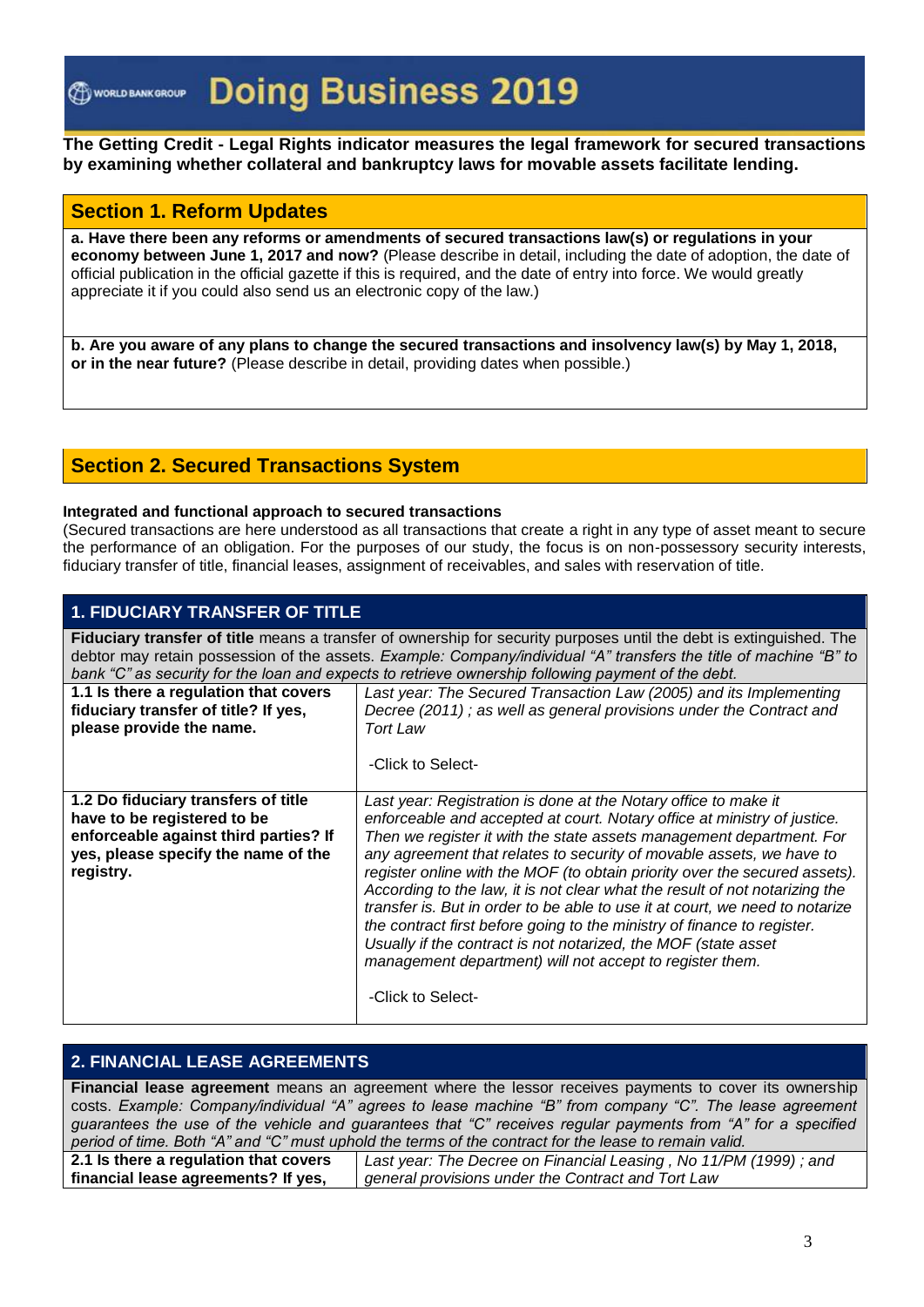# Doing Business 2019

**The Getting Credit - Legal Rights indicator measures the legal framework for secured transactions by examining whether collateral and bankruptcy laws for movable assets facilitate lending.**

## Section 1. Reform Updates

**a. Have there been any reforms or amendments of secured transactions law(s) or regulations in your economy between June 1, 2017 and now?** (Please describe in detail, including the date of adoption, the date of official publication in the official gazette if this is required, and the date of entry into force. We would greatly appreciate it if you could also send us an electronic copy of the law.)

**b. Are you aware of any plans to change the secured transactions and insolvency law(s) by May 1, 2018, or in the near future?** (Please describe in detail, providing dates when possible.)

## Section 2. Secured Transactions System

**Integrated and functional approach to secured transactions**

(Secured transactions are here understood as all transactions that create a right in any type of asset meant to secure the performance of an obligation. For the purposes of our study, the focus is on non-possessory security interests, fiduciary transfer of title, financial leases, assignment of receivables, and sales with reservation of title.

### 1. FIDUCIARY TRANSFER OF TITLE

**Fiduciary transfer of title** means a transfer of ownership for security purposes until the debt is extinguished. The debtor may retain possession of the assets. *Example: Company/individual "A" transfers the title of machine "B" to bank "C" as security for the loan and expects to retrieve ownership following payment of the debt.*

| | |
|---|---|
| **1.1 Is there a regulation that covers fiduciary transfer of title? If yes, please provide the name.** | *Last year: The Secured Transaction Law (2005) and its Implementing Decree (2011) ; as well as general provisions under the Contract and Tort Law*<br><br>-Click to Select- |
| **1.2 Do fiduciary transfers of title have to be registered to be enforceable against third parties? If yes, please specify the name of the registry.** | *Last year: Registration is done at the Notary office to make it enforceable and accepted at court. Notary office at ministry of justice. Then we register it with the state assets management department. For any agreement that relates to security of movable assets, we have to register online with the MOF (to obtain priority over the secured assets). According to the law, it is not clear what the result of not notarizing the transfer is. But in order to be able to use it at court, we need to notarize the contract first before going to the ministry of finance to register. Usually if the contract is not notarized, the MOF (state asset management department) will not accept to register them.*<br><br>-Click to Select- |

### 2. FINANCIAL LEASE AGREEMENTS

**Financial lease agreement** means an agreement where the lessor receives payments to cover its ownership costs. *Example: Company/individual "A" agrees to lease machine "B" from company "C". The lease agreement guarantees the use of the vehicle and guarantees that "C" receives regular payments from "A" for a specified period of time. Both "A" and "C" must uphold the terms of the contract for the lease to remain valid.*

| | |
|---|---|
| **2.1 Is there a regulation that covers financial lease agreements? If yes,** | *Last year: The Decree on Financial Leasing , No 11/PM (1999) ; and general provisions under the Contract and Tort Law* |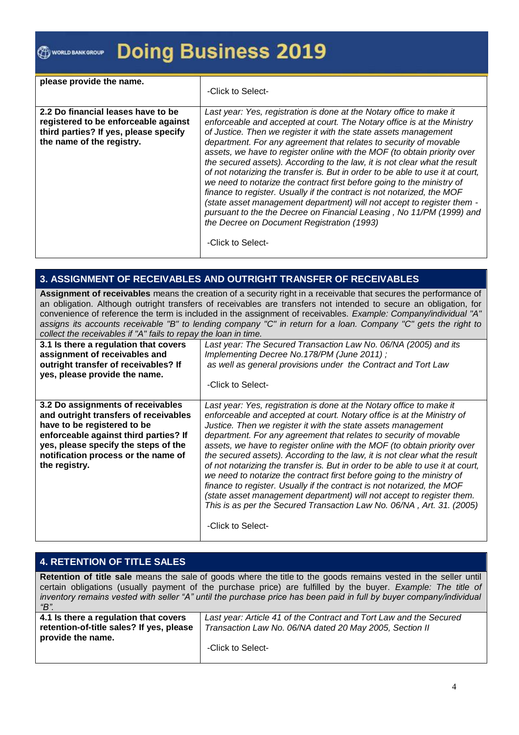| please provide the name. | -Click to Select- |
|---|---|
| **2.2 Do financial leases have to be registered to be enforceable against third parties? If yes, please specify the name of the registry.** | *Last year: Yes, registration is done at the Notary office to make it enforceable and accepted at court. The Notary office is at the Ministry of Justice. Then we register it with the state assets management department. For any agreement that relates to security of movable assets, we have to register online with the MOF (to obtain priority over the secured assets). According to the law, it is not clear what the result of not notarizing the transfer is. But in order to be able to use it at court, we need to notarize the contract first before going to the ministry of finance to register. Usually if the contract is not notarized, the MOF (state asset management department) will not accept to register them - pursuant to the the Decree on Financial Leasing , No 11/PM (1999) and the Decree on Document Registration (1993)* <br><br> -Click to Select- |

## 3. ASSIGNMENT OF RECEIVABLES AND OUTRIGHT TRANSFER OF RECEIVABLES

**Assignment of receivables** means the creation of a security right in a receivable that secures the performance of an obligation. Although outright transfers of receivables are transfers not intended to secure an obligation, for convenience of reference the term is included in the assignment of receivables. *Example: Company/individual "A" assigns its accounts receivable "B" to lending company "C" in return for a loan. Company "C" gets the right to collect the receivables if "A" fails to repay the loan in time.*

| | |
|---|---|
| **3.1 Is there a regulation that covers assignment of receivables and outright transfer of receivables? If yes, please provide the name.** | *Last year: The Secured Transaction Law No. 06/NA (2005) and its Implementing Decree No.178/PM (June 2011) ; as well as general provisions under the Contract and Tort Law* <br><br> -Click to Select- |
| **3.2 Do assignments of receivables and outright transfers of receivables have to be registered to be enforceable against third parties? If yes, please specify the steps of the notification process or the name of the registry.** | *Last year: Yes, registration is done at the Notary office to make it enforceable and accepted at court. Notary office is at the Ministry of Justice. Then we register it with the state assets management department. For any agreement that relates to security of movable assets, we have to register online with the MOF (to obtain priority over the secured assets). According to the law, it is not clear what the result of not notarizing the transfer is. But in order to be able to use it at court, we need to notarize the contract first before going to the ministry of finance to register. Usually if the contract is not notarized, the MOF (state asset management department) will not accept to register them. This is as per the Secured Transaction Law No. 06/NA , Art. 31. (2005)* <br><br> -Click to Select- |

## 4. RETENTION OF TITLE SALES

**Retention of title sale** means the sale of goods where the title to the goods remains vested in the seller until certain obligations (usually payment of the purchase price) are fulfilled by the buyer. *Example: The title of inventory remains vested with seller "A" until the purchase price has been paid in full by buyer company/individual "B".*

| | |
|---|---|
| **4.1 Is there a regulation that covers retention-of-title sales? If yes, please provide the name.** | *Last year: Article 41 of the Contract and Tort Law and the Secured Transaction Law No. 06/NA dated 20 May 2005, Section II* <br><br> -Click to Select- |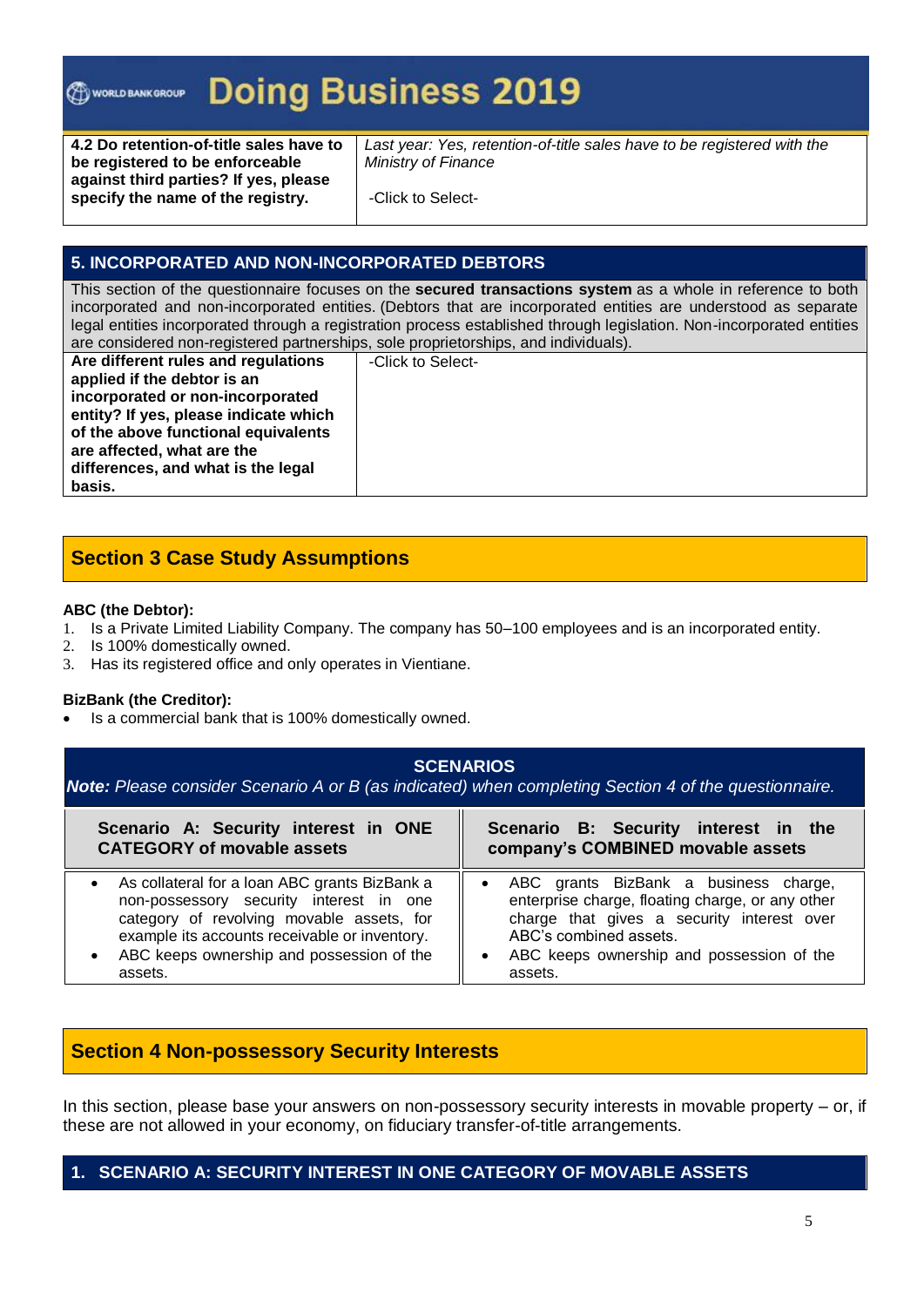# Doing Business 2019

| 4.2 Do retention-of-title sales have to be registered to be enforceable against third parties? If yes, please specify the name of the registry. | *Last year: Yes, retention-of-title sales have to be registered with the Ministry of Finance*<br><br>-Click to Select- |
|---|---|

## 5. INCORPORATED AND NON-INCORPORATED DEBTORS

This section of the questionnaire focuses on the **secured transactions system** as a whole in reference to both incorporated and non-incorporated entities. (Debtors that are incorporated entities are understood as separate legal entities incorporated through a registration process established through legislation. Non-incorporated entities are considered non-registered partnerships, sole proprietorships, and individuals).

| Are different rules and regulations applied if the debtor is an incorporated or non-incorporated entity? If yes, please indicate which of the above functional equivalents are affected, what are the differences, and what is the legal basis. | -Click to Select- |
|---|---|

## Section 3 Case Study Assumptions

**ABC (the Debtor):**

1. Is a Private Limited Liability Company. The company has 50–100 employees and is an incorporated entity.
2. Is 100% domestically owned.
3. Has its registered office and only operates in Vientiane.

**BizBank (the Creditor):**

- Is a commercial bank that is 100% domestically owned.

**SCENARIOS**

***Note:*** *Please consider Scenario A or B (as indicated) when completing Section 4 of the questionnaire.*

| Scenario A: Security interest in ONE CATEGORY of movable assets | Scenario B: Security interest in the company's COMBINED movable assets |
|---|---|
| • As collateral for a loan ABC grants BizBank a non-possessory security interest in one category of revolving movable assets, for example its accounts receivable or inventory.<br>• ABC keeps ownership and possession of the assets. | • ABC grants BizBank a business charge, enterprise charge, floating charge, or any other charge that gives a security interest over ABC's combined assets.<br>• ABC keeps ownership and possession of the assets. |

## Section 4 Non-possessory Security Interests

In this section, please base your answers on non-possessory security interests in movable property – or, if these are not allowed in your economy, on fiduciary transfer-of-title arrangements.

### 1. SCENARIO A: SECURITY INTEREST IN ONE CATEGORY OF MOVABLE ASSETS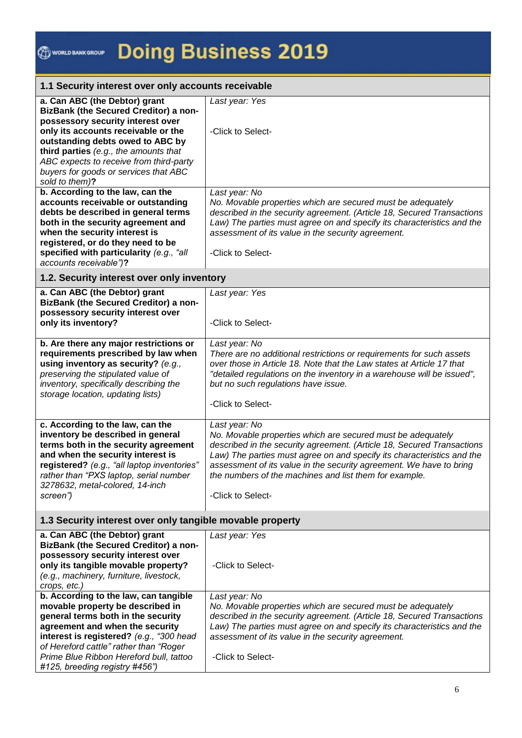# Doing Business 2019

| 1.1 Security interest over only accounts receivable | |
|---|---|
| **a. Can ABC (the Debtor) grant BizBank (the Secured Creditor) a non-possessory security interest over only its accounts receivable or the outstanding debts owed to ABC by third parties** *(e.g., the amounts that ABC expects to receive from third-party buyers for goods or services that ABC sold to them)***?** | *Last year: Yes*<br><br>-Click to Select- |
| **b. According to the law, can the accounts receivable or outstanding debts be described in general terms both in the security agreement and when the security interest is registered, or do they need to be specified with particularity** *(e.g., "all accounts receivable")***?** | *Last year: No*<br>*No. Movable properties which are secured must be adequately described in the security agreement. (Article 18, Secured Transactions Law) The parties must agree on and specify its characteristics and the assessment of its value in the security agreement.*<br><br>-Click to Select- |
| **1.2. Security interest over only inventory** | |
| **a. Can ABC (the Debtor) grant BizBank (the Secured Creditor) a non-possessory security interest over only its inventory?** | *Last year: Yes*<br><br>-Click to Select- |
| **b. Are there any major restrictions or requirements prescribed by law when using inventory as security?** *(e.g., preserving the stipulated value of inventory, specifically describing the storage location, updating lists)* | *Last year: No*<br>*There are no additional restrictions or requirements for such assets over those in Article 18. Note that the Law states at Article 17 that "detailed regulations on the inventory in a warehouse will be issued", but no such regulations have issue.*<br><br>-Click to Select- |
| **c. According to the law, can the inventory be described in general terms both in the security agreement and when the security interest is registered?** *(e.g., "all laptop inventories" rather than "PXS laptop, serial number 3278632, metal-colored, 14-inch screen")* | *Last year: No*<br>*No. Movable properties which are secured must be adequately described in the security agreement. (Article 18, Secured Transactions Law) The parties must agree on and specify its characteristics and the assessment of its value in the security agreement. We have to bring the numbers of the machines and list them for example.*<br><br>-Click to Select- |
| **1.3 Security interest over only tangible movable property** | |
| **a. Can ABC (the Debtor) grant BizBank (the Secured Creditor) a non-possessory security interest over only its tangible movable property?** *(e.g., machinery, furniture, livestock, crops, etc.)* | *Last year: Yes*<br><br>-Click to Select- |
| **b. According to the law, can tangible movable property be described in general terms both in the security agreement and when the security interest is registered?** *(e.g., "300 head of Hereford cattle" rather than "Roger Prime Blue Ribbon Hereford bull, tattoo #125, breeding registry #456")* | *Last year: No*<br>*No. Movable properties which are secured must be adequately described in the security agreement. (Article 18, Secured Transactions Law) The parties must agree on and specify its characteristics and the assessment of its value in the security agreement.*<br><br>-Click to Select- |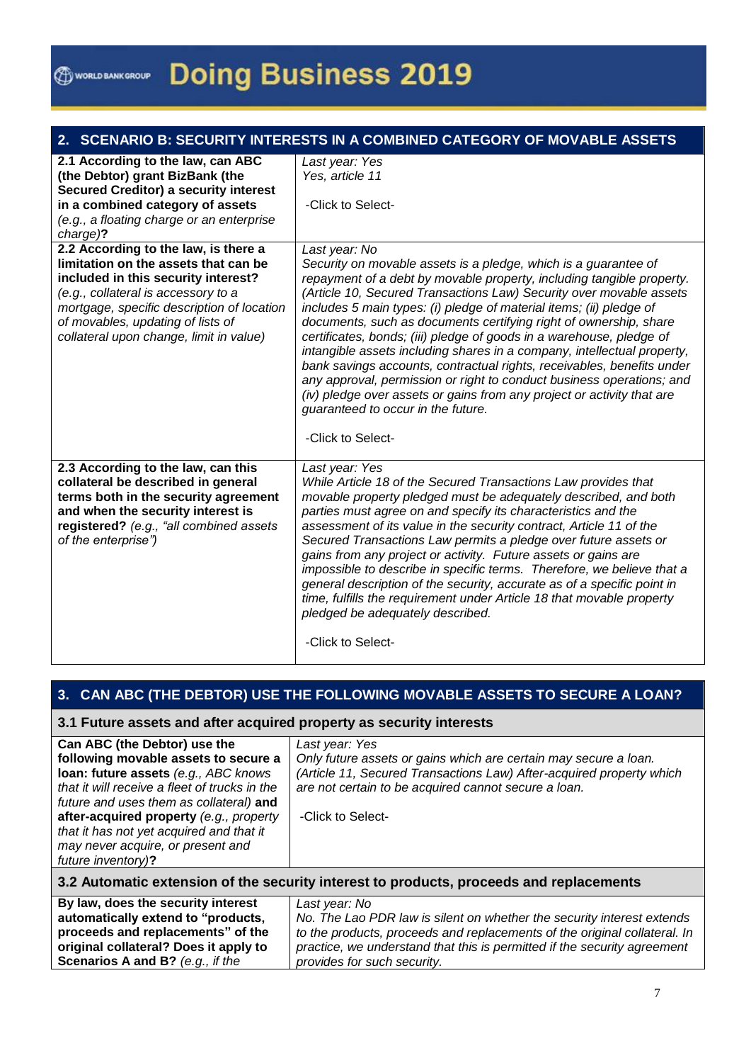## 2. SCENARIO B: SECURITY INTERESTS IN A COMBINED CATEGORY OF MOVABLE ASSETS

| | |
|---|---|
| **2.1 According to the law, can ABC (the Debtor) grant BizBank (the Secured Creditor) a security interest in a combined category of assets** *(e.g., a floating charge or an enterprise charge)***?** | *Last year: Yes*<br>*Yes, article 11*<br><br>-Click to Select- |
| **2.2 According to the law, is there a limitation on the assets that can be included in this security interest?** *(e.g., collateral is accessory to a mortgage, specific description of location of movables, updating of lists of collateral upon change, limit in value)* | *Last year: No*<br>*Security on movable assets is a pledge, which is a guarantee of repayment of a debt by movable property, including tangible property. (Article 10, Secured Transactions Law) Security over movable assets includes 5 main types: (i) pledge of material items; (ii) pledge of documents, such as documents certifying right of ownership, share certificates, bonds; (iii) pledge of goods in a warehouse, pledge of intangible assets including shares in a company, intellectual property, bank savings accounts, contractual rights, receivables, benefits under any approval, permission or right to conduct business operations; and (iv) pledge over assets or gains from any project or activity that are guaranteed to occur in the future.*<br><br>-Click to Select- |
| **2.3 According to the law, can this collateral be described in general terms both in the security agreement and when the security interest is registered?** *(e.g., "all combined assets of the enterprise")* | *Last year: Yes*<br>*While Article 18 of the Secured Transactions Law provides that movable property pledged must be adequately described, and both parties must agree on and specify its characteristics and the assessment of its value in the security contract, Article 11 of the Secured Transactions Law permits a pledge over future assets or gains from any project or activity. Future assets or gains are impossible to describe in specific terms. Therefore, we believe that a general description of the security, accurate as of a specific point in time, fulfills the requirement under Article 18 that movable property pledged be adequately described.*<br><br>-Click to Select- |

## 3. CAN ABC (THE DEBTOR) USE THE FOLLOWING MOVABLE ASSETS TO SECURE A LOAN?

### 3.1 Future assets and after acquired property as security interests

| | |
|---|---|
| **Can ABC (the Debtor) use the following movable assets to secure a loan: future assets** *(e.g., ABC knows that it will receive a fleet of trucks in the future and uses them as collateral)* **and after-acquired property** *(e.g., property that it has not yet acquired and that it may never acquire, or present and future inventory)***?** | *Last year: Yes*<br>*Only future assets or gains which are certain may secure a loan. (Article 11, Secured Transactions Law) After-acquired property which are not certain to be acquired cannot secure a loan.*<br><br>-Click to Select- |

### 3.2 Automatic extension of the security interest to products, proceeds and replacements

| | |
|---|---|
| **By law, does the security interest automatically extend to "products, proceeds and replacements" of the original collateral? Does it apply to Scenarios A and B?** *(e.g., if the* | *Last year: No*<br>*No. The Lao PDR law is silent on whether the security interest extends to the products, proceeds and replacements of the original collateral. In practice, we understand that this is permitted if the security agreement provides for such security.* |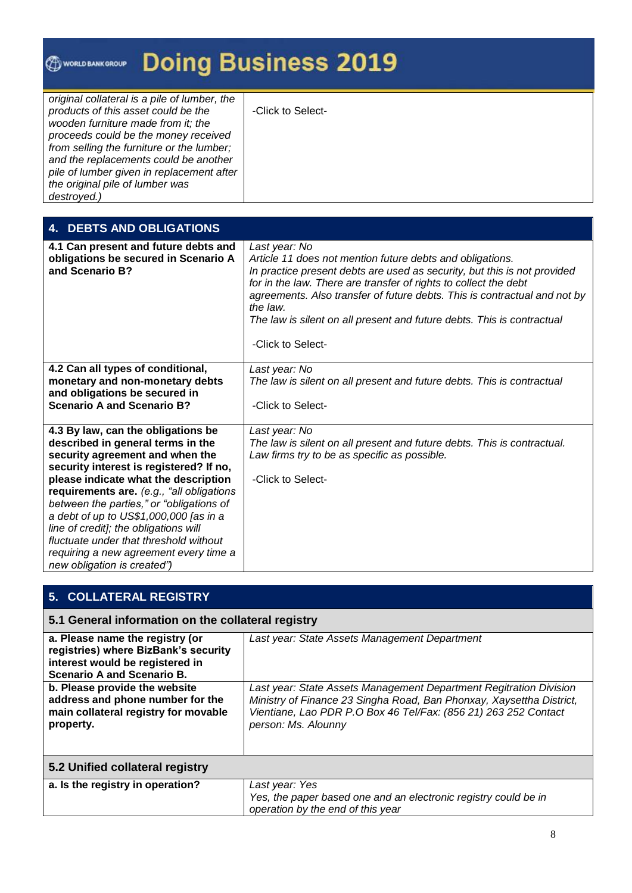| | |
|---|---|
| *original collateral is a pile of lumber, the products of this asset could be the wooden furniture made from it; the proceeds could be the money received from selling the furniture or the lumber; and the replacements could be another pile of lumber given in replacement after the original pile of lumber was destroyed.)* | -Click to Select- |

## 4. DEBTS AND OBLIGATIONS

| | |
|---|---|
| **4.1 Can present and future debts and obligations be secured in Scenario A and Scenario B?** | *Last year: No*<br>*Article 11 does not mention future debts and obligations.*<br>*In practice present debts are used as security, but this is not provided for in the law. There are transfer of rights to collect the debt agreements. Also transfer of future debts. This is contractual and not by the law.*<br>*The law is silent on all present and future debts. This is contractual*<br><br>-Click to Select- |
| **4.2 Can all types of conditional, monetary and non-monetary debts and obligations be secured in Scenario A and Scenario B?** | *Last year: No*<br>*The law is silent on all present and future debts. This is contractual*<br><br>-Click to Select- |
| **4.3 By law, can the obligations be described in general terms in the security agreement and when the security interest is registered? If no, please indicate what the description requirements are.** *(e.g., "all obligations between the parties," or "obligations of a debt of up to US$1,000,000 [as in a line of credit]; the obligations will fluctuate under that threshold without requiring a new agreement every time a new obligation is created")* | *Last year: No*<br>*The law is silent on all present and future debts. This is contractual. Law firms try to be as specific as possible.*<br><br>-Click to Select- |

## 5. COLLATERAL REGISTRY

### 5.1 General information on the collateral registry

| | |
|---|---|
| **a. Please name the registry (or registries) where BizBank's security interest would be registered in Scenario A and Scenario B.** | *Last year: State Assets Management Department* |
| **b. Please provide the website address and phone number for the main collateral registry for movable property.** | *Last year: State Assets Management Department Regitration Division Ministry of Finance 23 Singha Road, Ban Phonxay, Xaysettha District, Vientiane, Lao PDR P.O Box 46 Tel/Fax: (856 21) 263 252 Contact person: Ms. Alounny* |

### 5.2 Unified collateral registry

| | |
|---|---|
| **a. Is the registry in operation?** | *Last year: Yes*<br>*Yes, the paper based one and an electronic registry could be in operation by the end of this year* |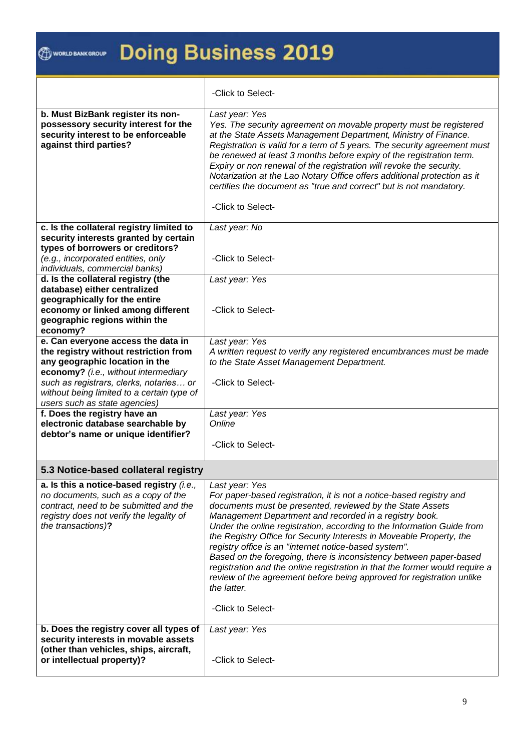| | |
|---|---|
| | -Click to Select- |
| **b. Must BizBank register its non-possessory security interest for the security interest to be enforceable against third parties?** | *Last year: Yes*<br>*Yes. The security agreement on movable property must be registered at the State Assets Management Department, Ministry of Finance. Registration is valid for a term of 5 years. The security agreement must be renewed at least 3 months before expiry of the registration term. Expiry or non renewal of the registration will revoke the security. Notarization at the Lao Notary Office offers additional protection as it certifies the document as "true and correct" but is not mandatory.*<br><br>-Click to Select- |
| **c. Is the collateral registry limited to security interests granted by certain types of borrowers or creditors?** *(e.g., incorporated entities, only individuals, commercial banks)* | *Last year: No*<br><br>-Click to Select- |
| **d. Is the collateral registry (the database) either centralized geographically for the entire economy or linked among different geographic regions within the economy?** | *Last year: Yes*<br><br>-Click to Select- |
| **e. Can everyone access the data in the registry without restriction from any geographic location in the economy?** *(i.e., without intermediary such as registrars, clerks, notaries… or without being limited to a certain type of users such as state agencies)* | *Last year: Yes*<br>*A written request to verify any registered encumbrances must be made to the State Asset Management Department.*<br><br>-Click to Select- |
| **f. Does the registry have an electronic database searchable by debtor's name or unique identifier?** | *Last year: Yes*<br>*Online*<br><br>-Click to Select- |

### 5.3 Notice-based collateral registry

| | |
|---|---|
| **a. Is this a notice-based registry** *(i.e., no documents, such as a copy of the contract, need to be submitted and the registry does not verify the legality of the transactions)***?** | *Last year: Yes*<br>*For paper-based registration, it is not a notice-based registry and documents must be presented, reviewed by the State Assets Management Department and recorded in a registry book.*<br>*Under the online registration, according to the Information Guide from the Registry Office for Security Interests in Moveable Property, the registry office is an "internet notice-based system".*<br>*Based on the foregoing, there is inconsistency between paper-based registration and the online registration in that the former would require a review of the agreement before being approved for registration unlike the latter.*<br><br>-Click to Select- |
| **b. Does the registry cover all types of security interests in movable assets (other than vehicles, ships, aircraft, or intellectual property)?** | *Last year: Yes*<br><br>-Click to Select- |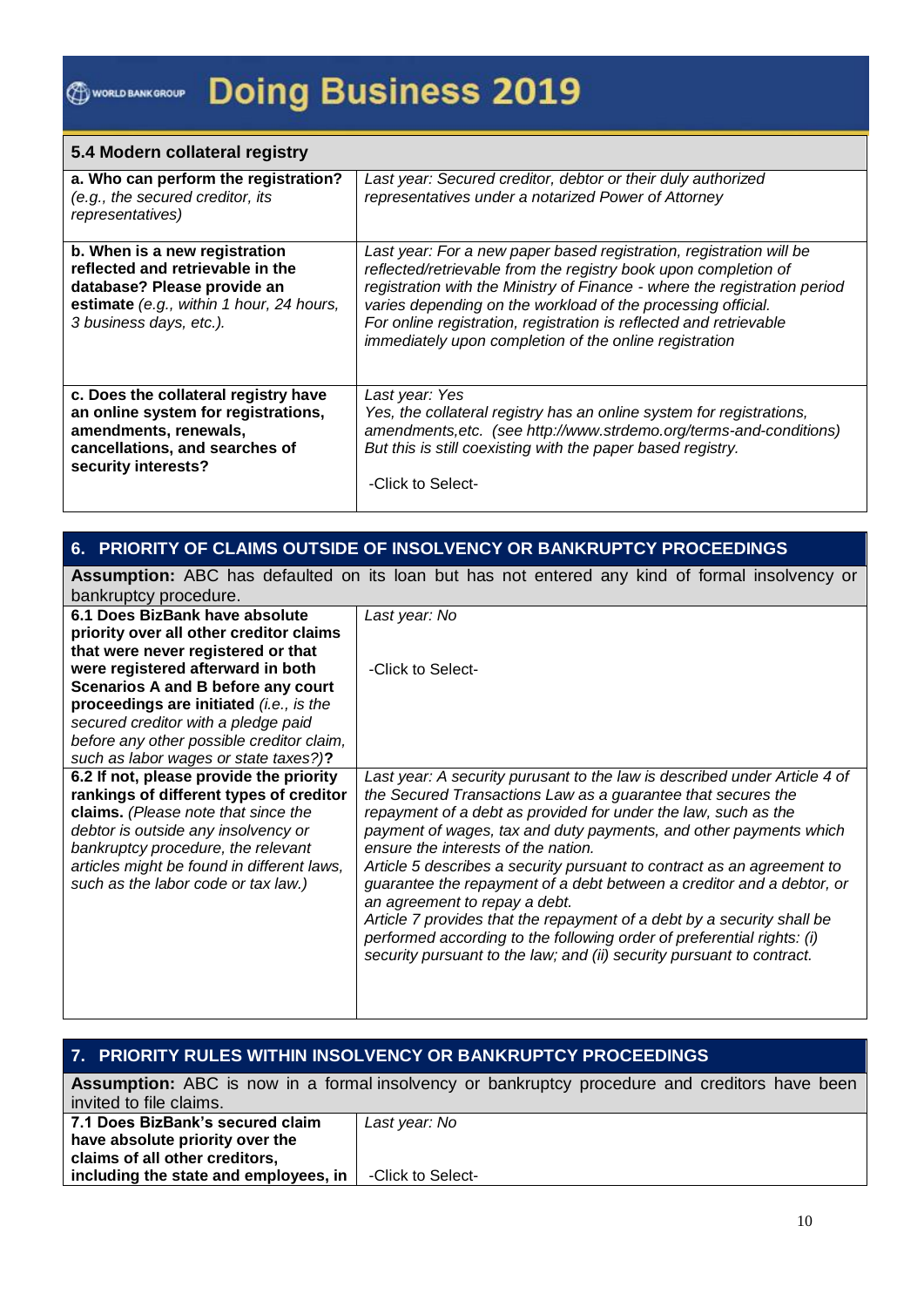| 5.4 Modern collateral registry | |
|---|---|
| **a. Who can perform the registration?** *(e.g., the secured creditor, its representatives)* | *Last year: Secured creditor, debtor or their duly authorized representatives under a notarized Power of Attorney* |
| **b. When is a new registration reflected and retrievable in the database? Please provide an estimate** *(e.g., within 1 hour, 24 hours, 3 business days, etc.).* | *Last year: For a new paper based registration, registration will be reflected/retrievable from the registry book upon completion of registration with the Ministry of Finance - where the registration period varies depending on the workload of the processing official.*<br>*For online registration, registration is reflected and retrievable immediately upon completion of the online registration* |
| **c. Does the collateral registry have an online system for registrations, amendments, renewals, cancellations, and searches of security interests?** | *Last year: Yes*<br>*Yes, the collateral registry has an online system for registrations, amendments,etc. (see http://www.strdemo.org/terms-and-conditions) But this is still coexisting with the paper based registry.*<br><br>-Click to Select- |

## 6. PRIORITY OF CLAIMS OUTSIDE OF INSOLVENCY OR BANKRUPTCY PROCEEDINGS

**Assumption:** ABC has defaulted on its loan but has not entered any kind of formal insolvency or bankruptcy procedure.

| | |
|---|---|
| **6.1 Does BizBank have absolute priority over all other creditor claims that were never registered or that were registered afterward in both Scenarios A and B before any court proceedings are initiated** *(i.e., is the secured creditor with a pledge paid before any other possible creditor claim, such as labor wages or state taxes?)***?** | *Last year: No*<br><br>-Click to Select- |
| **6.2 If not, please provide the priority rankings of different types of creditor claims.** *(Please note that since the debtor is outside any insolvency or bankruptcy procedure, the relevant articles might be found in different laws, such as the labor code or tax law.)* | *Last year: A security pursuant to the law is described under Article 4 of the Secured Transactions Law as a guarantee that secures the repayment of a debt as provided for under the law, such as the payment of wages, tax and duty payments, and other payments which ensure the interests of the nation.*<br>*Article 5 describes a security pursuant to contract as an agreement to guarantee the repayment of a debt between a creditor and a debtor, or an agreement to repay a debt.*<br>*Article 7 provides that the repayment of a debt by a security shall be performed according to the following order of preferential rights: (i) security pursuant to the law; and (ii) security pursuant to contract.* |

## 7. PRIORITY RULES WITHIN INSOLVENCY OR BANKRUPTCY PROCEEDINGS

**Assumption:** ABC is now in a formal insolvency or bankruptcy procedure and creditors have been invited to file claims.

| | |
|---|---|
| **7.1 Does BizBank's secured claim have absolute priority over the claims of all other creditors, including the state and employees, in** | *Last year: No*<br><br>-Click to Select- |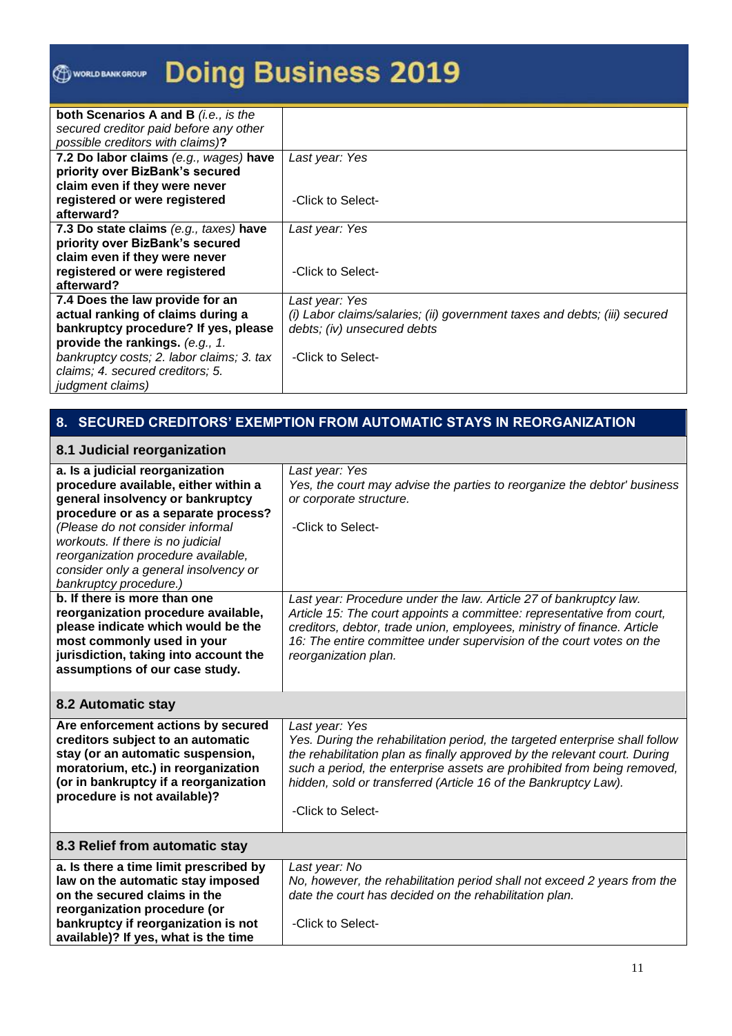| | |
|---|---|
| **both Scenarios A and B** *(i.e., is the secured creditor paid before any other possible creditors with claims)*? | |
| **7.2 Do labor claims** *(e.g., wages)* **have priority over BizBank's secured claim even if they were never registered or were registered afterward?** | *Last year: Yes*<br><br>-Click to Select- |
| **7.3 Do state claims** *(e.g., taxes)* **have priority over BizBank's secured claim even if they were never registered or were registered afterward?** | *Last year: Yes*<br><br>-Click to Select- |
| **7.4 Does the law provide for an actual ranking of claims during a bankruptcy procedure? If yes, please provide the rankings.** *(e.g., 1. bankruptcy costs; 2. labor claims; 3. tax claims; 4. secured creditors; 5. judgment claims)* | *Last year: Yes*<br>*(i) Labor claims/salaries; (ii) government taxes and debts; (iii) secured debts; (iv) unsecured debts*<br><br>-Click to Select- |

## 8. SECURED CREDITORS' EXEMPTION FROM AUTOMATIC STAYS IN REORGANIZATION

### 8.1 Judicial reorganization

| | |
|---|---|
| **a. Is a judicial reorganization procedure available, either within a general insolvency or bankruptcy procedure or as a separate process?** *(Please do not consider informal workouts. If there is no judicial reorganization procedure available, consider only a general insolvency or bankruptcy procedure.)* | *Last year: Yes*<br>*Yes, the court may advise the parties to reorganize the debtor' business or corporate structure.*<br><br>-Click to Select- |
| **b. If there is more than one reorganization procedure available, please indicate which would be the most commonly used in your jurisdiction, taking into account the assumptions of our case study.** | *Last year: Procedure under the law. Article 27 of bankruptcy law. Article 15: The court appoints a committee: representative from court, creditors, debtor, trade union, employees, ministry of finance. Article 16: The entire committee under supervision of the court votes on the reorganization plan.* |

### 8.2 Automatic stay

| | |
|---|---|
| **Are enforcement actions by secured creditors subject to an automatic stay (or an automatic suspension, moratorium, etc.) in reorganization (or in bankruptcy if a reorganization procedure is not available)?** | *Last year: Yes*<br>*Yes. During the rehabilitation period, the targeted enterprise shall follow the rehabilitation plan as finally approved by the relevant court. During such a period, the enterprise assets are prohibited from being removed, hidden, sold or transferred (Article 16 of the Bankruptcy Law).*<br><br>-Click to Select- |

### 8.3 Relief from automatic stay

| | |
|---|---|
| **a. Is there a time limit prescribed by law on the automatic stay imposed on the secured claims in the reorganization procedure (or bankruptcy if reorganization is not available)? If yes, what is the time** | *Last year: No*<br>*No, however, the rehabilitation period shall not exceed 2 years from the date the court has decided on the rehabilitation plan.*<br><br>-Click to Select- |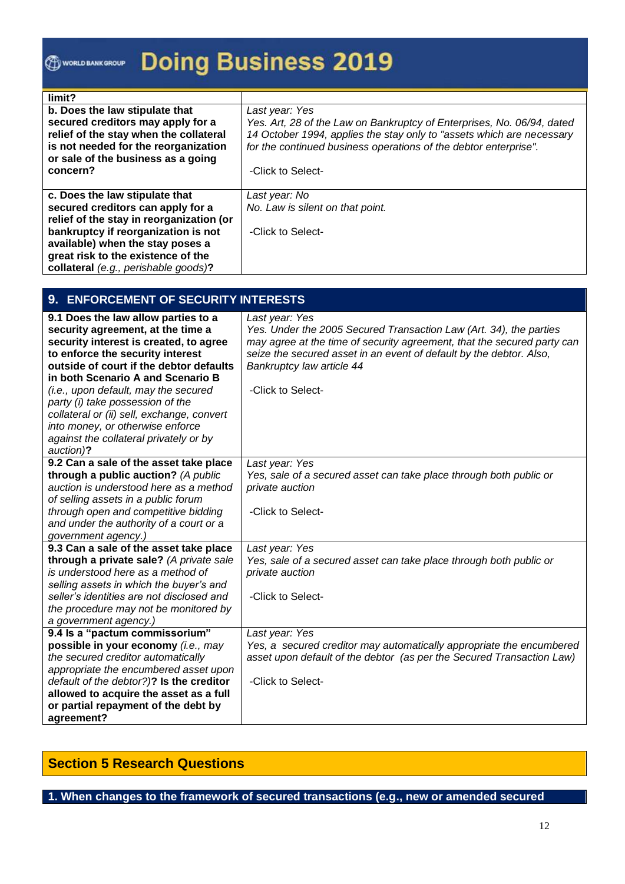| limit? | |
|---|---|
| **b. Does the law stipulate that secured creditors may apply for a relief of the stay when the collateral is not needed for the reorganization or sale of the business as a going concern?** | *Last year: Yes*<br>*Yes. Art, 28 of the Law on Bankruptcy of Enterprises, No. 06/94, dated 14 October 1994, applies the stay only to "assets which are necessary for the continued business operations of the debtor enterprise".*<br><br>-Click to Select- |
| **c. Does the law stipulate that secured creditors can apply for a relief of the stay in reorganization (or bankruptcy if reorganization is not available) when the stay poses a great risk to the existence of the collateral** *(e.g., perishable goods)***?** | *Last year: No*<br>*No. Law is silent on that point.*<br><br>-Click to Select- |

## 9. ENFORCEMENT OF SECURITY INTERESTS

| | |
|---|---|
| **9.1 Does the law allow parties to a security agreement, at the time a security interest is created, to agree to enforce the security interest outside of court if the debtor defaults in both Scenario A and Scenario B** *(i.e., upon default, may the secured party (i) take possession of the collateral or (ii) sell, exchange, convert into money, or otherwise enforce against the collateral privately or by auction)***?** | *Last year: Yes*<br>*Yes. Under the 2005 Secured Transaction Law (Art. 34), the parties may agree at the time of security agreement, that the secured party can seize the secured asset in an event of default by the debtor. Also, Bankruptcy law article 44*<br><br>-Click to Select- |
| **9.2 Can a sale of the asset take place through a public auction?** *(A public auction is understood here as a method of selling assets in a public forum through open and competitive bidding and under the authority of a court or a government agency.)* | *Last year: Yes*<br>*Yes, sale of a secured asset can take place through both public or private auction*<br><br>-Click to Select- |
| **9.3 Can a sale of the asset take place through a private sale?** *(A private sale is understood here as a method of selling assets in which the buyer's and seller's identities are not disclosed and the procedure may not be monitored by a government agency.)* | *Last year: Yes*<br>*Yes, sale of a secured asset can take place through both public or private auction*<br><br>-Click to Select- |
| **9.4 Is a "pactum commissorium" possible in your economy** *(i.e., may the secured creditor automatically appropriate the encumbered asset upon default of the debtor?)***? Is the creditor allowed to acquire the asset as a full or partial repayment of the debt by agreement?** | *Last year: Yes*<br>*Yes, a secured creditor may automatically appropriate the encumbered asset upon default of the debtor (as per the Secured Transaction Law)*<br><br>-Click to Select- |

## Section 5 Research Questions

**1. When changes to the framework of secured transactions (e.g., new or amended secured**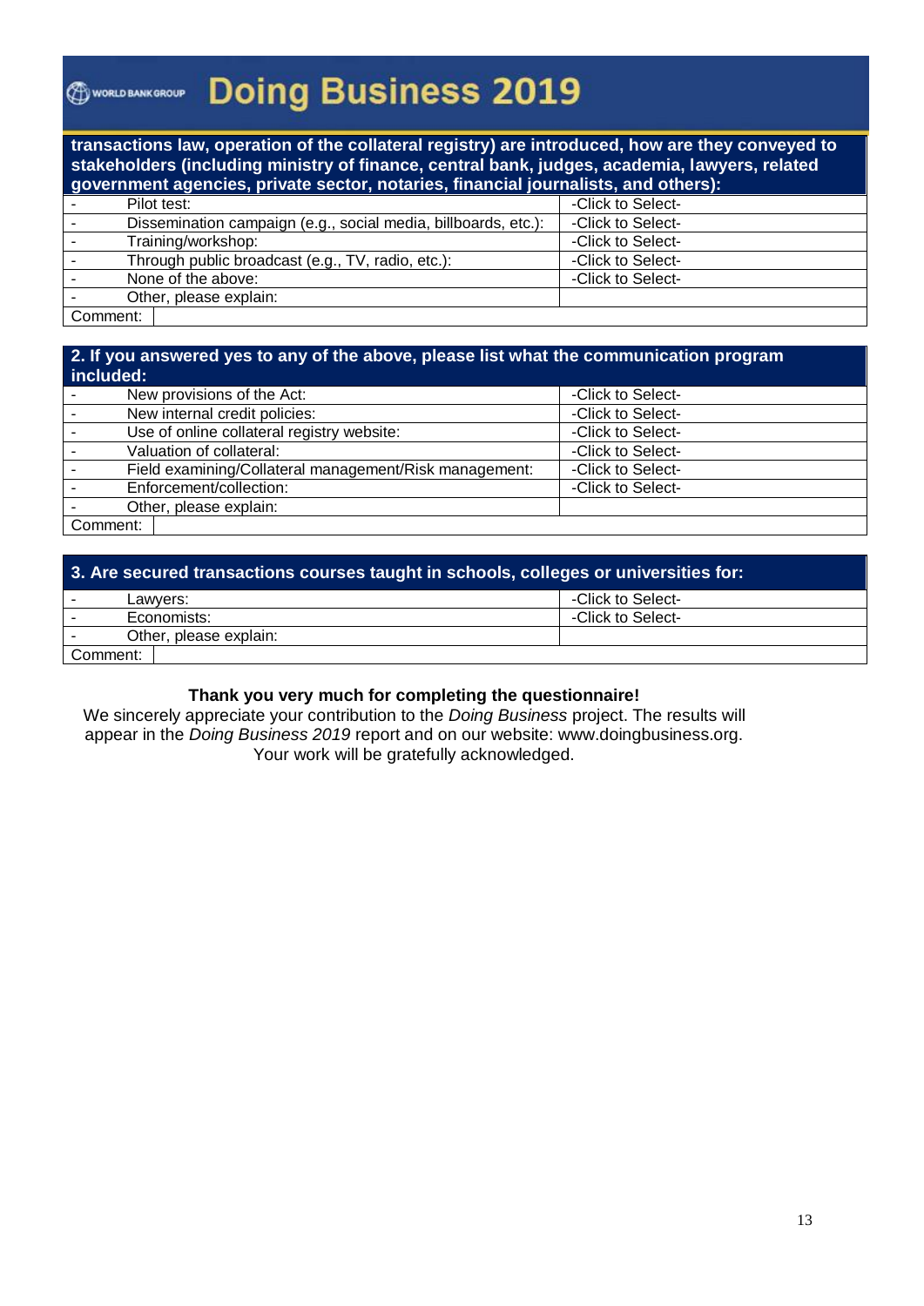| transactions law, operation of the collateral registry) are introduced, how are they conveyed to stakeholders (including ministry of finance, central bank, judges, academia, lawyers, related government agencies, private sector, notaries, financial journalists, and others): | | |
|---|---|---|
| - | Pilot test: | -Click to Select- |
| - | Dissemination campaign (e.g., social media, billboards, etc.): | -Click to Select- |
| - | Training/workshop: | -Click to Select- |
| - | Through public broadcast (e.g., TV, radio, etc.): | -Click to Select- |
| - | None of the above: | -Click to Select- |
| - | Other, please explain: | |
| Comment: | | |

| 2. If you answered yes to any of the above, please list what the communication program included: | | |
|---|---|---|
| - | New provisions of the Act: | -Click to Select- |
| - | New internal credit policies: | -Click to Select- |
| - | Use of online collateral registry website: | -Click to Select- |
| - | Valuation of collateral: | -Click to Select- |
| - | Field examining/Collateral management/Risk management: | -Click to Select- |
| - | Enforcement/collection: | -Click to Select- |
| - | Other, please explain: | |
| Comment: | | |

| 3. Are secured transactions courses taught in schools, colleges or universities for: | | |
|---|---|---|
| - | Lawyers: | -Click to Select- |
| - | Economists: | -Click to Select- |
| - | Other, please explain: | |
| Comment: | | |

**Thank you very much for completing the questionnaire!**

We sincerely appreciate your contribution to the *Doing Business* project. The results will appear in the *Doing Business 2019* report and on our website: www.doingbusiness.org. Your work will be gratefully acknowledged.